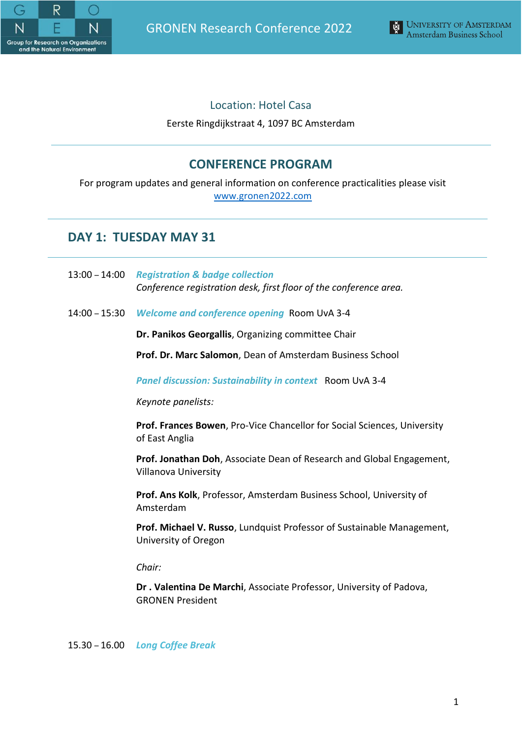Location: Hotel Casa

Eerste Ringdijkstraat 4, 1097 BC Amsterdam

## CONFERENCE PROGRAM

For program updates and general information on conference practicalities please visit [www.gronen2022.com](http://www.gronen2022.com)

## DAY 1: TUESDAY MAY 31

13:00 – 14:00 ***Registration & badge collection***
*Conference registration desk, first floor of the conference area.*

14:00 – 15:30 ***Welcome and conference opening*** Room UvA 3-4

**Dr. Panikos Georgallis**, Organizing committee Chair

**Prof. Dr. Marc Salomon**, Dean of Amsterdam Business School

***Panel discussion: Sustainability in context*** Room UvA 3-4

*Keynote panelists:*

**Prof. Frances Bowen**, Pro-Vice Chancellor for Social Sciences, University of East Anglia

**Prof. Jonathan Doh**, Associate Dean of Research and Global Engagement, Villanova University

**Prof. Ans Kolk**, Professor, Amsterdam Business School, University of Amsterdam

**Prof. Michael V. Russo**, Lundquist Professor of Sustainable Management, University of Oregon

*Chair:*

**Dr . Valentina De Marchi**, Associate Professor, University of Padova, GRONEN President

15.30 – 16.00 ***Long Coffee Break***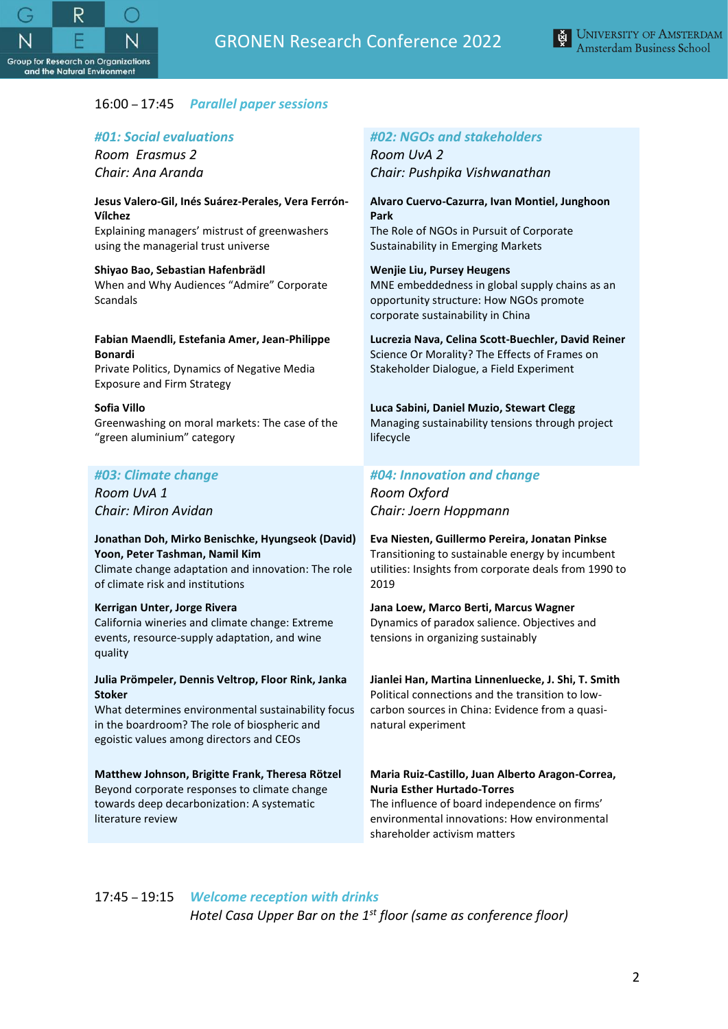16:00 – 17:45 ***Parallel paper sessions***

### *#01: Social evaluations*

*Room Erasmus 2*
*Chair: Ana Aranda*

**Jesus Valero-Gil, Inés Suárez-Perales, Vera Ferrón-Vílchez**
Explaining managers' mistrust of greenwashers using the managerial trust universe

**Shiyao Bao, Sebastian Hafenbrädl**
When and Why Audiences "Admire" Corporate Scandals

**Fabian Maendli, Estefania Amer, Jean-Philippe Bonardi**
Private Politics, Dynamics of Negative Media Exposure and Firm Strategy

**Sofia Villo**
Greenwashing on moral markets: The case of the "green aluminium" category

### *#02: NGOs and stakeholders*

*Room UvA 2*
*Chair: Pushpika Vishwanathan*

**Alvaro Cuervo-Cazurra, Ivan Montiel, Junghoon Park**
The Role of NGOs in Pursuit of Corporate Sustainability in Emerging Markets

**Wenjie Liu, Pursey Heugens**
MNE embeddedness in global supply chains as an opportunity structure: How NGOs promote corporate sustainability in China

**Lucrezia Nava, Celina Scott-Buechler, David Reiner**
Science Or Morality? The Effects of Frames on Stakeholder Dialogue, a Field Experiment

**Luca Sabini, Daniel Muzio, Stewart Clegg**
Managing sustainability tensions through project lifecycle

### *#03: Climate change*

*Room UvA 1*
*Chair: Miron Avidan*

**Jonathan Doh, Mirko Benischke, Hyungseok (David) Yoon, Peter Tashman, Namil Kim**
Climate change adaptation and innovation: The role of climate risk and institutions

**Kerrigan Unter, Jorge Rivera**
California wineries and climate change: Extreme events, resource-supply adaptation, and wine quality

**Julia Prömpeler, Dennis Veltrop, Floor Rink, Janka Stoker**
What determines environmental sustainability focus in the boardroom? The role of biospheric and egoistic values among directors and CEOs

**Matthew Johnson, Brigitte Frank, Theresa Rötzel**
Beyond corporate responses to climate change towards deep decarbonization: A systematic literature review

### *#04: Innovation and change*

*Room Oxford*
*Chair: Joern Hoppmann*

**Eva Niesten, Guillermo Pereira, Jonatan Pinkse**
Transitioning to sustainable energy by incumbent utilities: Insights from corporate deals from 1990 to 2019

**Jana Loew, Marco Berti, Marcus Wagner**
Dynamics of paradox salience. Objectives and tensions in organizing sustainably

**Jianlei Han, Martina Linnenluecke, J. Shi, T. Smith**
Political connections and the transition to low-carbon sources in China: Evidence from a quasi-natural experiment

**Maria Ruiz-Castillo, Juan Alberto Aragon-Correa, Nuria Esther Hurtado-Torres**
The influence of board independence on firms' environmental innovations: How environmental shareholder activism matters

17:45 – 19:15 ***Welcome reception with drinks***

*Hotel Casa Upper Bar on the 1st floor (same as conference floor)*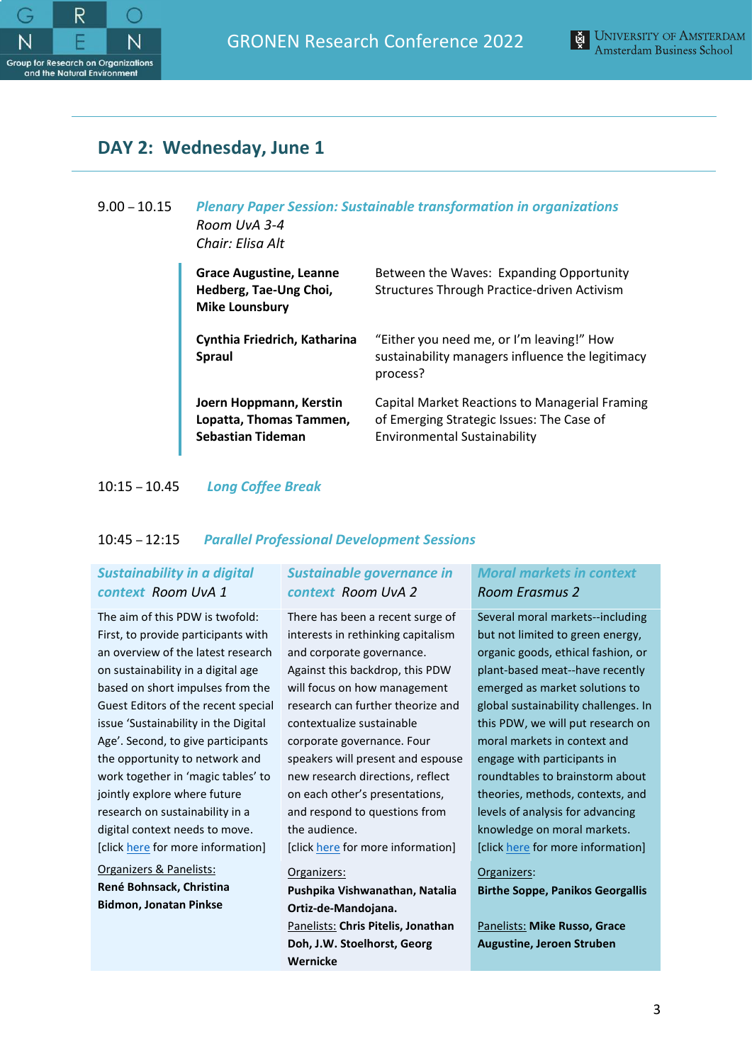## DAY 2: Wednesday, June 1

9.00 – 10.15 ***Plenary Paper Session: Sustainable transformation in organizations***
*Room UvA 3-4*
*Chair: Elisa Alt*

| | |
|---|---|
| **Grace Augustine, Leanne Hedberg, Tae-Ung Choi, Mike Lounsbury** | Between the Waves: Expanding Opportunity Structures Through Practice-driven Activism |
| **Cynthia Friedrich, Katharina Spraul** | "Either you need me, or I'm leaving!" How sustainability managers influence the legitimacy process? |
| **Joern Hoppmann, Kerstin Lopatta, Thomas Tammen, Sebastian Tideman** | Capital Market Reactions to Managerial Framing of Emerging Strategic Issues: The Case of Environmental Sustainability |

10:15 – 10.45 ***Long Coffee Break***

10:45 – 12:15 ***Parallel Professional Development Sessions***

| ***Sustainability in a digital context*** *Room UvA 1* | ***Sustainable governance in context*** *Room UvA 2* | ***Moral markets in context*** *Room Erasmus 2* |
|---|---|---|
| The aim of this PDW is twofold: First, to provide participants with an overview of the latest research on sustainability in a digital age based on short impulses from the Guest Editors of the recent special issue 'Sustainability in the Digital Age'. Second, to give participants the opportunity to network and work together in 'magic tables' to jointly explore where future research on sustainability in a digital context needs to move. [click here for more information] | There has been a recent surge of interests in rethinking capitalism and corporate governance. Against this backdrop, this PDW will focus on how management research can further theorize and contextualize sustainable corporate governance. Four speakers will present and espouse new research directions, reflect on each other's presentations, and respond to questions from the audience. [click here for more information] | Several moral markets--including but not limited to green energy, organic goods, ethical fashion, or plant-based meat--have recently emerged as market solutions to global sustainability challenges. In this PDW, we will put research on moral markets in context and engage with participants in roundtables to brainstorm about theories, methods, contexts, and levels of analysis for advancing knowledge on moral markets. [click here for more information] |
| Organizers & Panelists: **René Bohnsack, Christina Bidmon, Jonatan Pinkse** | Organizers: **Pushpika Vishwanathan, Natalia Ortiz-de-Mandojana.** Panelists: **Chris Pitelis, Jonathan Doh, J.W. Stoelhorst, Georg Wernicke** | Organizers: **Birthe Soppe, Panikos Georgallis** Panelists: **Mike Russo, Grace Augustine, Jeroen Struben** |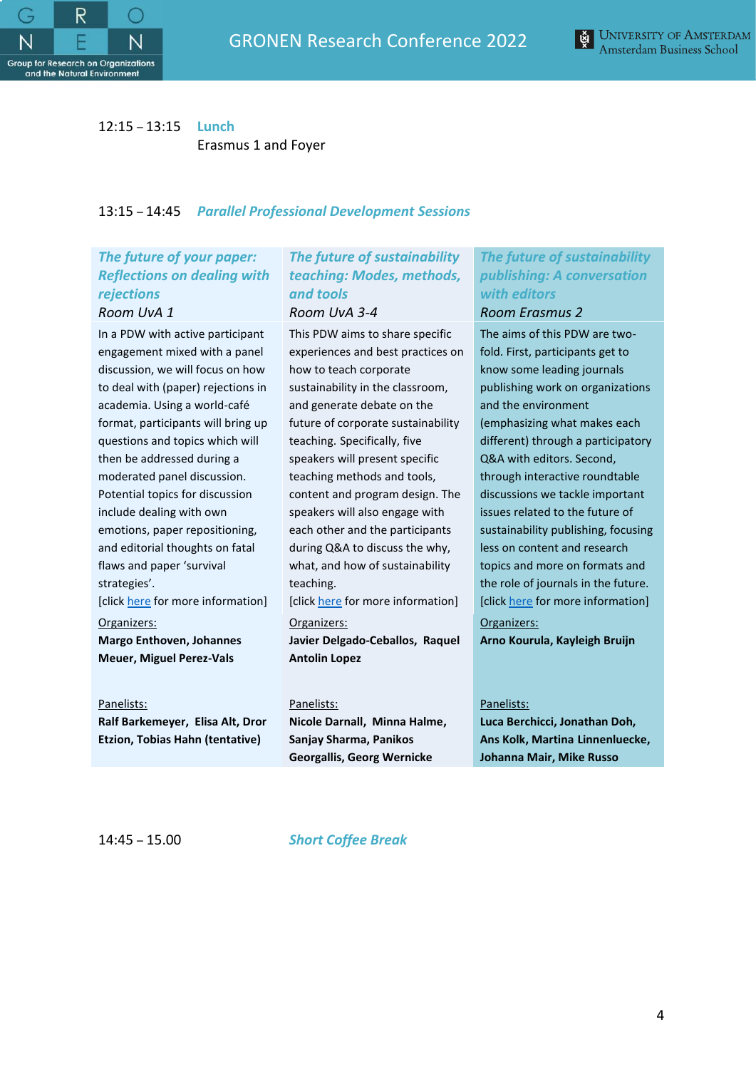12:15 – 13:15 **Lunch**
Erasmus 1 and Foyer

13:15 – 14:45 ***Parallel Professional Development Sessions***

| ***The future of your paper: Reflections on dealing with rejections*** *Room UvA 1* | ***The future of sustainability teaching: Modes, methods, and tools*** *Room UvA 3-4* | ***The future of sustainability publishing: A conversation with editors*** *Room Erasmus 2* |
|---|---|---|
| In a PDW with active participant engagement mixed with a panel discussion, we will focus on how to deal with (paper) rejections in academia. Using a world-café format, participants will bring up questions and topics which will then be addressed during a moderated panel discussion. Potential topics for discussion include dealing with own emotions, paper repositioning, and editorial thoughts on fatal flaws and paper 'survival strategies'. [click here for more information] | This PDW aims to share specific experiences and best practices on how to teach corporate sustainability in the classroom, and generate debate on the future of corporate sustainability teaching. Specifically, five speakers will present specific teaching methods and tools, content and program design. The speakers will also engage with each other and the participants during Q&A to discuss the why, what, and how of sustainability teaching. [click here for more information] | The aims of this PDW are two-fold. First, participants get to know some leading journals publishing work on organizations and the environment (emphasizing what makes each different) through a participatory Q&A with editors. Second, through interactive roundtable discussions we tackle important issues related to the future of sustainability publishing, focusing less on content and research topics and more on formats and the role of journals in the future. [click here for more information] |
| Organizers: **Margo Enthoven, Johannes Meuer, Miguel Perez-Vals** | Organizers: **Javier Delgado-Ceballos, Raquel Antolin Lopez** | Organizers: **Arno Kourula, Kayleigh Bruijn** |
| Panelists: **Ralf Barkemeyer, Elisa Alt, Dror Etzion, Tobias Hahn (tentative)** | Panelists: **Nicole Darnall, Minna Halme, Sanjay Sharma, Panikos Georgallis, Georg Wernicke** | Panelists: **Luca Berchicci, Jonathan Doh, Ans Kolk, Martina Linnenluecke, Johanna Mair, Mike Russo** |

14:45 – 15.00 ***Short Coffee Break***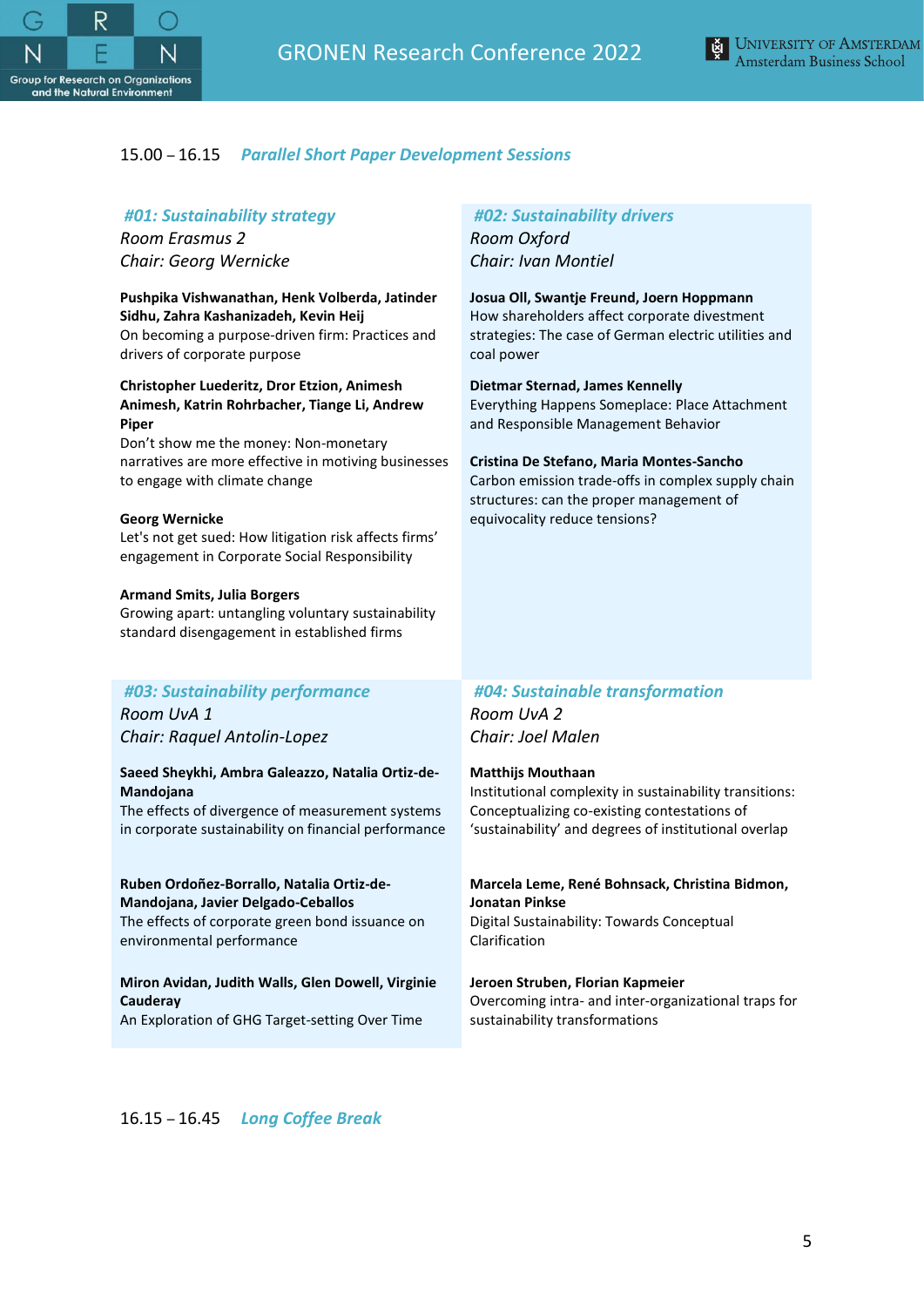15.00 – 16.15 ***Parallel Short Paper Development Sessions***

### *#01: Sustainability strategy*

*Room Erasmus 2*
*Chair: Georg Wernicke*

**Pushpika Vishwanathan, Henk Volberda, Jatinder Sidhu, Zahra Kashanizadeh, Kevin Heij**
On becoming a purpose-driven firm: Practices and drivers of corporate purpose

**Christopher Luederitz, Dror Etzion, Animesh Animesh, Katrin Rohrbacher, Tiange Li, Andrew Piper**
Don't show me the money: Non-monetary narratives are more effective in motiving businesses to engage with climate change

**Georg Wernicke**
Let's not get sued: How litigation risk affects firms' engagement in Corporate Social Responsibility

**Armand Smits, Julia Borgers**
Growing apart: untangling voluntary sustainability standard disengagement in established firms

### *#02: Sustainability drivers*

*Room Oxford*
*Chair: Ivan Montiel*

**Josua Oll, Swantje Freund, Joern Hoppmann**
How shareholders affect corporate divestment strategies: The case of German electric utilities and coal power

**Dietmar Sternad, James Kennelly**
Everything Happens Someplace: Place Attachment and Responsible Management Behavior

**Cristina De Stefano, Maria Montes-Sancho**
Carbon emission trade-offs in complex supply chain structures: can the proper management of equivocality reduce tensions?

### *#03: Sustainability performance*

*Room UvA 1*
*Chair: Raquel Antolin-Lopez*

**Saeed Sheykhi, Ambra Galeazzo, Natalia Ortiz-de-Mandojana**
The effects of divergence of measurement systems in corporate sustainability on financial performance

**Ruben Ordoñez-Borrallo, Natalia Ortiz-de-Mandojana, Javier Delgado-Ceballos**
The effects of corporate green bond issuance on environmental performance

**Miron Avidan, Judith Walls, Glen Dowell, Virginie Cauderay**
An Exploration of GHG Target-setting Over Time

### *#04: Sustainable transformation*

*Room UvA 2*
*Chair: Joel Malen*

**Matthijs Mouthaan**
Institutional complexity in sustainability transitions: Conceptualizing co-existing contestations of 'sustainability' and degrees of institutional overlap

**Marcela Leme, René Bohnsack, Christina Bidmon, Jonatan Pinkse**
Digital Sustainability: Towards Conceptual Clarification

**Jeroen Struben, Florian Kapmeier**
Overcoming intra- and inter-organizational traps for sustainability transformations

16.15 – 16.45 ***Long Coffee Break***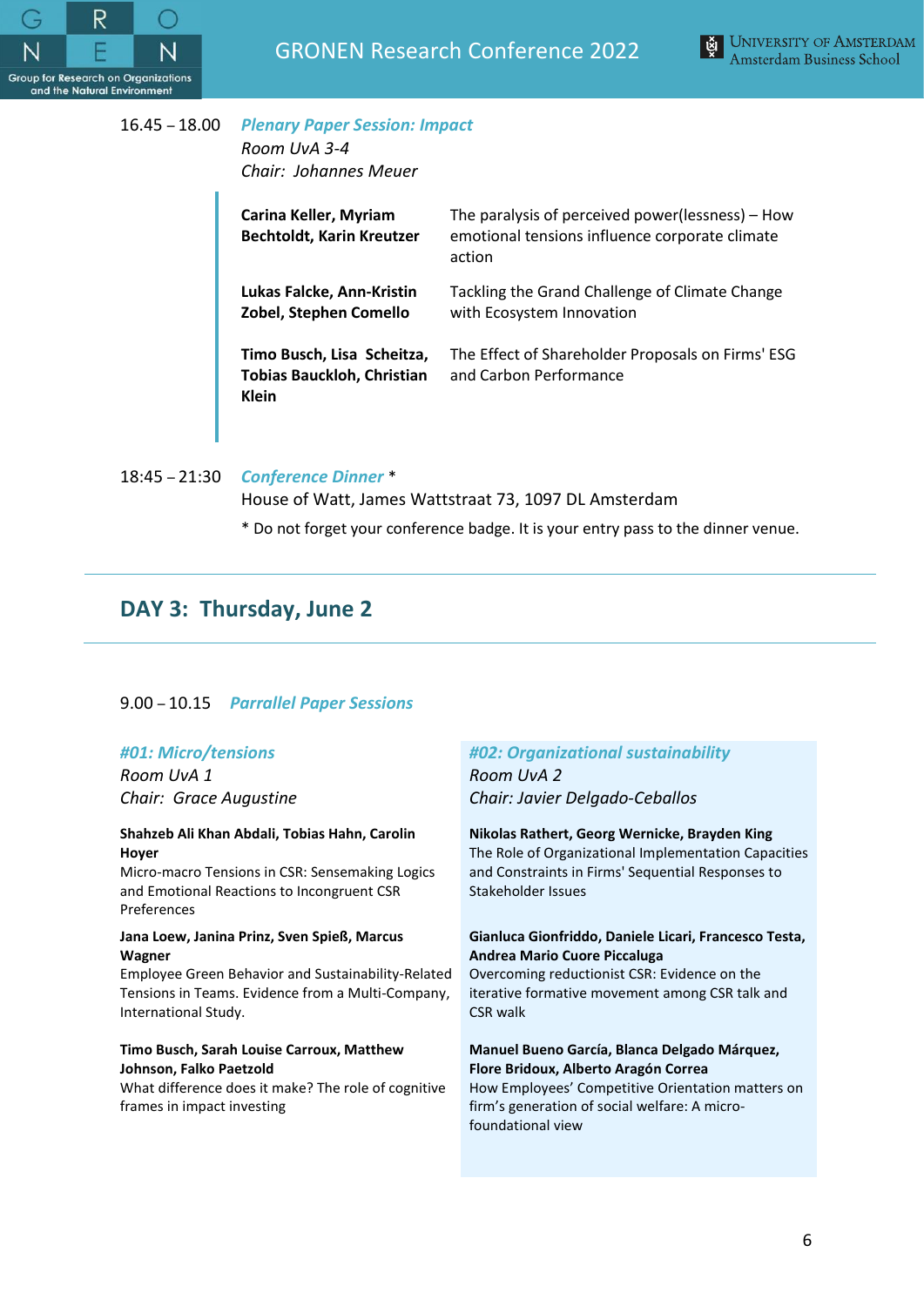16.45 – 18.00 ***Plenary Paper Session: Impact***
*Room UvA 3-4*
*Chair: Johannes Meuer*

| | |
|---|---|
| **Carina Keller, Myriam Bechtoldt, Karin Kreutzer** | The paralysis of perceived power(lessness) – How emotional tensions influence corporate climate action |
| **Lukas Falcke, Ann-Kristin Zobel, Stephen Comello** | Tackling the Grand Challenge of Climate Change with Ecosystem Innovation |
| **Timo Busch, Lisa Scheitza, Tobias Bauckloh, Christian Klein** | The Effect of Shareholder Proposals on Firms' ESG and Carbon Performance |

18:45 – 21:30 ***Conference Dinner*** *
House of Watt, James Wattstraat 73, 1097 DL Amsterdam

* Do not forget your conference badge. It is your entry pass to the dinner venue.

## DAY 3: Thursday, June 2

9.00 – 10.15 ***Parrallel Paper Sessions***

### *#01: Micro/tensions*
*Room UvA 1*
*Chair: Grace Augustine*

**Shahzeb Ali Khan Abdali, Tobias Hahn, Carolin Hoyer**
Micro-macro Tensions in CSR: Sensemaking Logics and Emotional Reactions to Incongruent CSR Preferences

**Jana Loew, Janina Prinz, Sven Spieß, Marcus Wagner**
Employee Green Behavior and Sustainability-Related Tensions in Teams. Evidence from a Multi-Company, International Study.

**Timo Busch, Sarah Louise Carroux, Matthew Johnson, Falko Paetzold**
What difference does it make? The role of cognitive frames in impact investing

### *#02: Organizational sustainability*
*Room UvA 2*
*Chair: Javier Delgado-Ceballos*

**Nikolas Rathert, Georg Wernicke, Brayden King**
The Role of Organizational Implementation Capacities and Constraints in Firms' Sequential Responses to Stakeholder Issues

**Gianluca Gionfriddo, Daniele Licari, Francesco Testa, Andrea Mario Cuore Piccaluga**
Overcoming reductionist CSR: Evidence on the iterative formative movement among CSR talk and CSR walk

**Manuel Bueno García, Blanca Delgado Márquez, Flore Bridoux, Alberto Aragón Correa**
How Employees' Competitive Orientation matters on firm's generation of social welfare: A micro-foundational view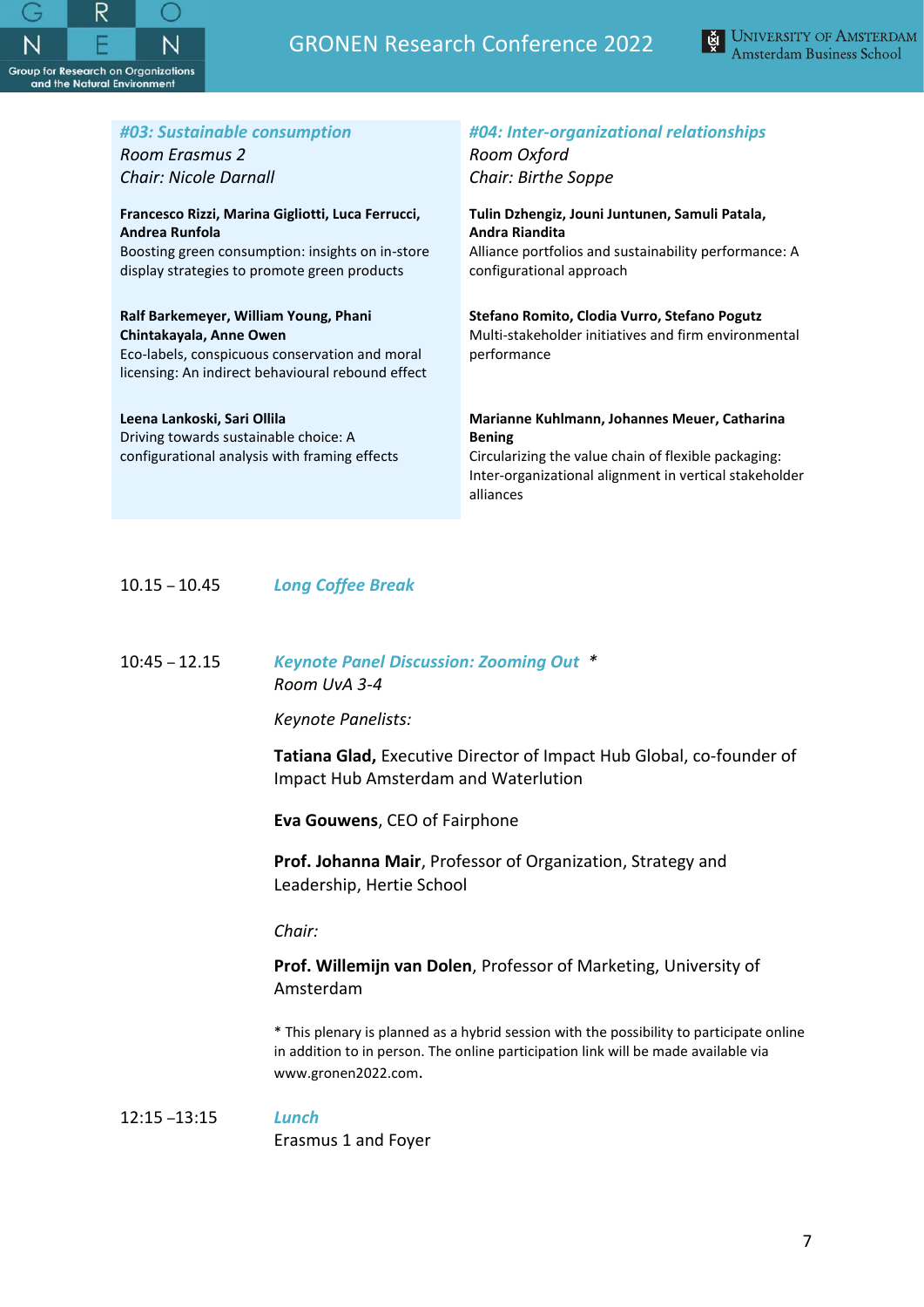### *#03: Sustainable consumption*

*Room Erasmus 2*
*Chair: Nicole Darnall*

**Francesco Rizzi, Marina Gigliotti, Luca Ferrucci, Andrea Runfola**
Boosting green consumption: insights on in-store display strategies to promote green products

**Ralf Barkemeyer, William Young, Phani Chintakayala, Anne Owen**
Eco-labels, conspicuous conservation and moral licensing: An indirect behavioural rebound effect

**Leena Lankoski, Sari Ollila**
Driving towards sustainable choice: A configurational analysis with framing effects

### *#04: Inter-organizational relationships*

*Room Oxford*
*Chair: Birthe Soppe*

**Tulin Dzhengiz, Jouni Juntunen, Samuli Patala, Andra Riandita**
Alliance portfolios and sustainability performance: A configurational approach

**Stefano Romito, Clodia Vurro, Stefano Pogutz**
Multi-stakeholder initiatives and firm environmental performance

**Marianne Kuhlmann, Johannes Meuer, Catharina Bening**
Circularizing the value chain of flexible packaging: Inter-organizational alignment in vertical stakeholder alliances

10.15 – 10.45 *Long Coffee Break*

10:45 – 12.15 *Keynote Panel Discussion: Zooming Out* *

*Room UvA 3-4*

*Keynote Panelists:*

**Tatiana Glad,** Executive Director of Impact Hub Global, co-founder of Impact Hub Amsterdam and Waterlution

**Eva Gouwens**, CEO of Fairphone

**Prof. Johanna Mair**, Professor of Organization, Strategy and Leadership, Hertie School

*Chair:*

**Prof. Willemijn van Dolen**, Professor of Marketing, University of Amsterdam

* This plenary is planned as a hybrid session with the possibility to participate online in addition to in person. The online participation link will be made available via www.gronen2022.com.

12:15 –13:15 *Lunch*

Erasmus 1 and Foyer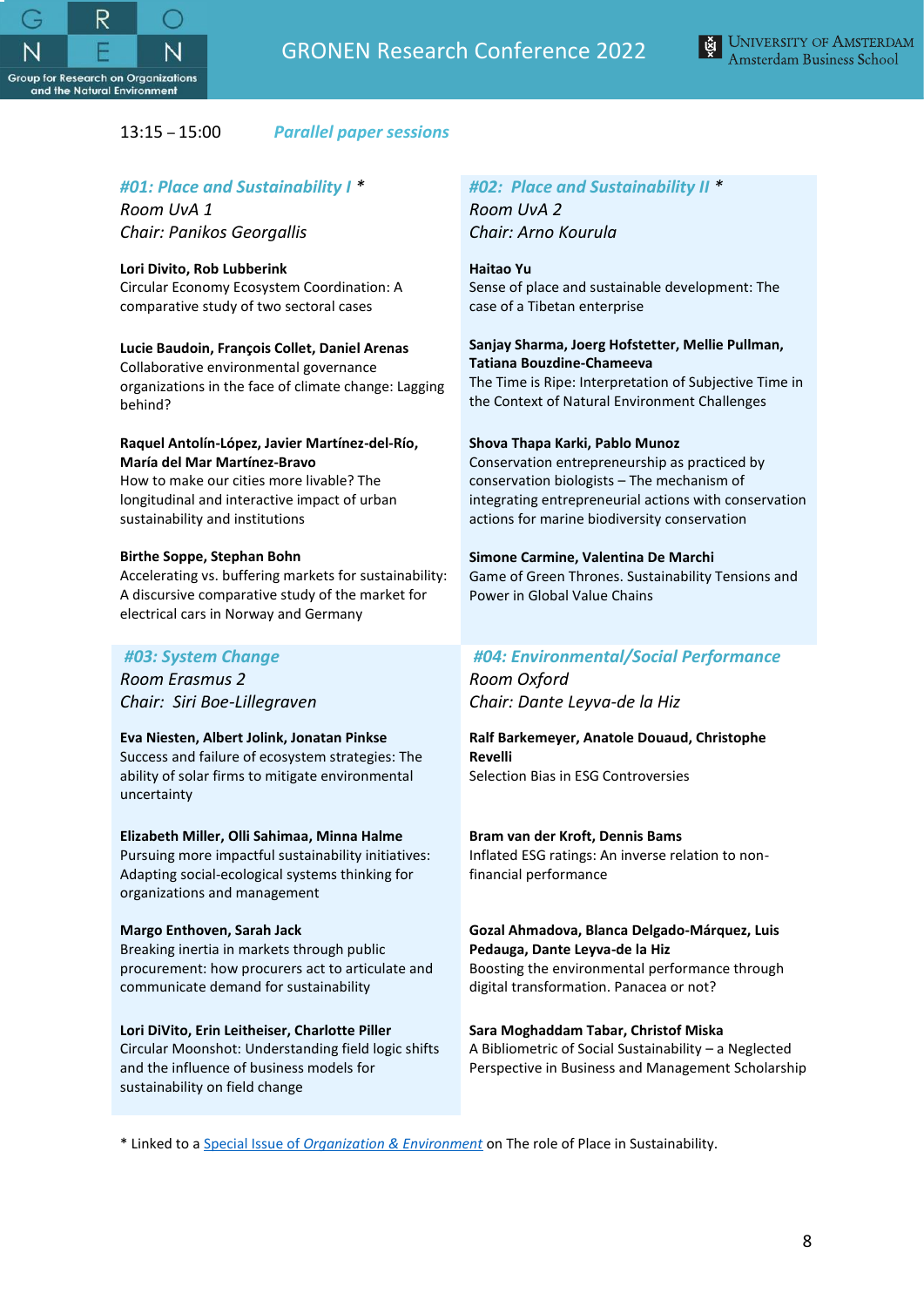13:15 – 15:00 ***Parallel paper sessions***

### *#01: Place and Sustainability I* *

*Room UvA 1*

*Chair: Panikos Georgallis*

**Lori Divito, Rob Lubberink**
Circular Economy Ecosystem Coordination: A comparative study of two sectoral cases

**Lucie Baudoin, François Collet, Daniel Arenas**
Collaborative environmental governance organizations in the face of climate change: Lagging behind?

**Raquel Antolín-López, Javier Martínez-del-Río, María del Mar Martínez-Bravo**
How to make our cities more livable? The longitudinal and interactive impact of urban sustainability and institutions

**Birthe Soppe, Stephan Bohn**
Accelerating vs. buffering markets for sustainability: A discursive comparative study of the market for electrical cars in Norway and Germany

### *#02: Place and Sustainability II* *

*Room UvA 2*

*Chair: Arno Kourula*

**Haitao Yu**
Sense of place and sustainable development: The case of a Tibetan enterprise

**Sanjay Sharma, Joerg Hofstetter, Mellie Pullman, Tatiana Bouzdine-Chameeva**
The Time is Ripe: Interpretation of Subjective Time in the Context of Natural Environment Challenges

**Shova Thapa Karki, Pablo Munoz**
Conservation entrepreneurship as practiced by conservation biologists – The mechanism of integrating entrepreneurial actions with conservation actions for marine biodiversity conservation

**Simone Carmine, Valentina De Marchi**
Game of Green Thrones. Sustainability Tensions and Power in Global Value Chains

### *#03: System Change*

*Room Erasmus 2*

*Chair: Siri Boe-Lillegraven*

**Eva Niesten, Albert Jolink, Jonatan Pinkse**
Success and failure of ecosystem strategies: The ability of solar firms to mitigate environmental uncertainty

**Elizabeth Miller, Olli Sahimaa, Minna Halme**
Pursuing more impactful sustainability initiatives: Adapting social-ecological systems thinking for organizations and management

**Margo Enthoven, Sarah Jack**
Breaking inertia in markets through public procurement: how procurers act to articulate and communicate demand for sustainability

**Lori DiVito, Erin Leitheiser, Charlotte Piller**
Circular Moonshot: Understanding field logic shifts and the influence of business models for sustainability on field change

### *#04: Environmental/Social Performance*

*Room Oxford*

*Chair: Dante Leyva-de la Hiz*

**Ralf Barkemeyer, Anatole Douaud, Christophe Revelli**
Selection Bias in ESG Controversies

**Bram van der Kroft, Dennis Bams**
Inflated ESG ratings: An inverse relation to non-financial performance

**Gozal Ahmadova, Blanca Delgado-Márquez, Luis Pedauga, Dante Leyva-de la Hiz**
Boosting the environmental performance through digital transformation. Panacea or not?

**Sara Moghaddam Tabar, Christof Miska**
A Bibliometric of Social Sustainability – a Neglected Perspective in Business and Management Scholarship

* Linked to a Special Issue of *Organization & Environment* on The role of Place in Sustainability.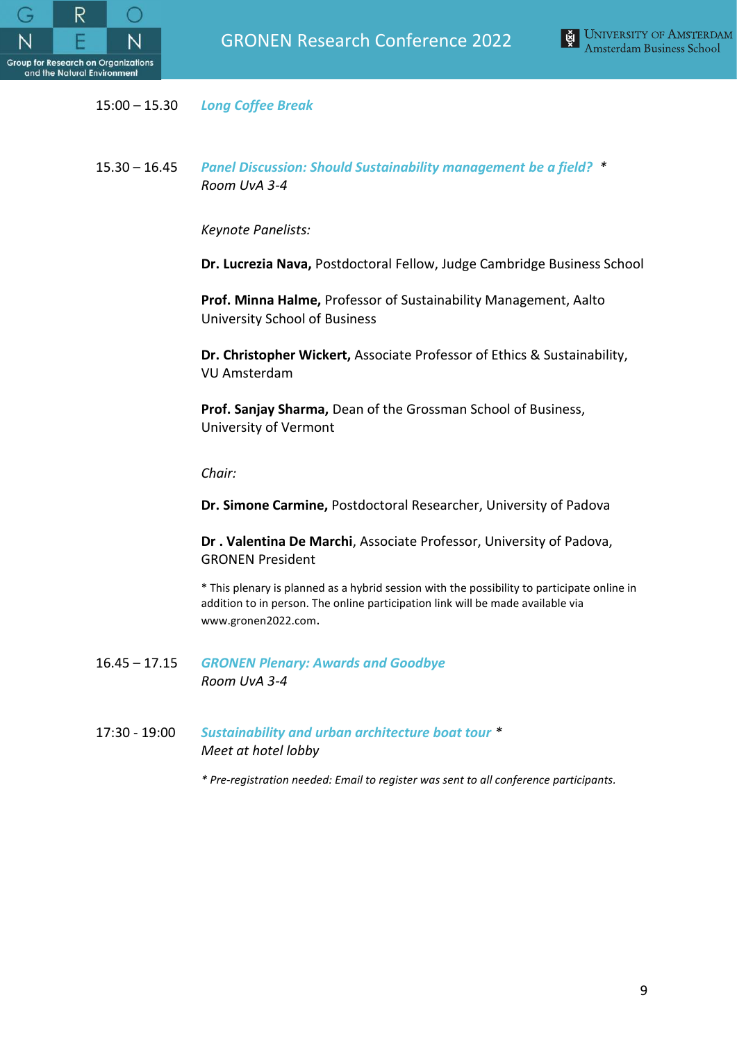15:00 – 15.30 ***Long Coffee Break***

15.30 – 16.45 ***Panel Discussion: Should Sustainability management be a field?*** *
*Room UvA 3-4*

*Keynote Panelists:*

**Dr. Lucrezia Nava,** Postdoctoral Fellow, Judge Cambridge Business School

**Prof. Minna Halme,** Professor of Sustainability Management, Aalto University School of Business

**Dr. Christopher Wickert,** Associate Professor of Ethics & Sustainability, VU Amsterdam

**Prof. Sanjay Sharma,** Dean of the Grossman School of Business, University of Vermont

*Chair:*

**Dr. Simone Carmine,** Postdoctoral Researcher, University of Padova

**Dr . Valentina De Marchi**, Associate Professor, University of Padova, GRONEN President

* This plenary is planned as a hybrid session with the possibility to participate online in addition to in person. The online participation link will be made available via www.gronen2022.com.

16.45 – 17.15 ***GRONEN Plenary: Awards and Goodbye***
*Room UvA 3-4*

17:30 - 19:00 ***Sustainability and urban architecture boat tour*** *
*Meet at hotel lobby*

*\* Pre-registration needed: Email to register was sent to all conference participants.*